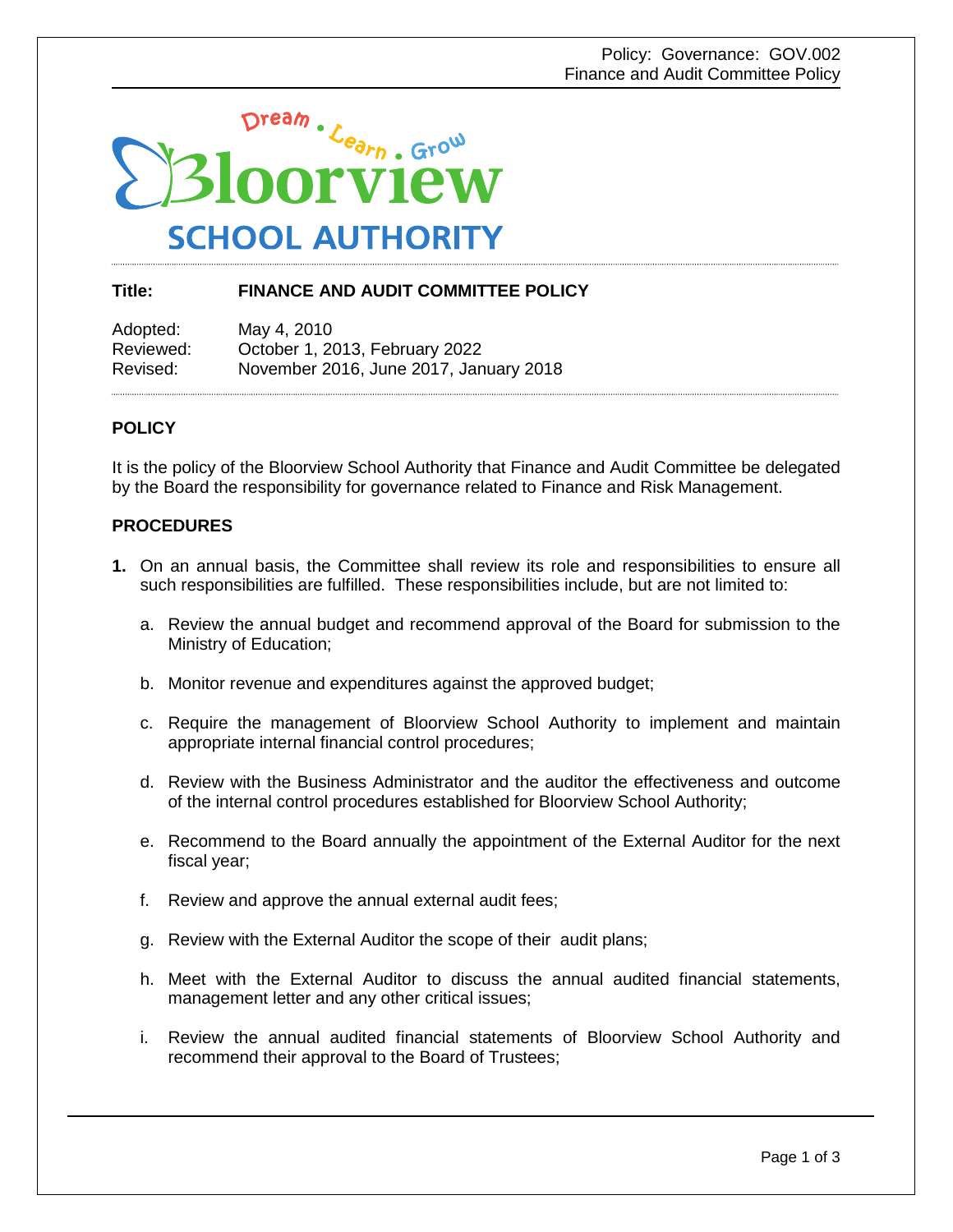Bloorview School Authority

Dream • Learn • Grow

**Title:** **FINANCE AND AUDIT COMMITTEE POLICY**

Adopted: May 4, 2010
Reviewed: October 1, 2013, February 2022
Revised: November 2016, June 2017, January 2018

## POLICY

It is the policy of the Bloorview School Authority that Finance and Audit Committee be delegated by the Board the responsibility for governance related to Finance and Risk Management.

## PROCEDURES

**1.** On an annual basis, the Committee shall review its role and responsibilities to ensure all such responsibilities are fulfilled. These responsibilities include, but are not limited to:

   a. Review the annual budget and recommend approval of the Board for submission to the Ministry of Education;

   b. Monitor revenue and expenditures against the approved budget;

   c. Require the management of Bloorview School Authority to implement and maintain appropriate internal financial control procedures;

   d. Review with the Business Administrator and the auditor the effectiveness and outcome of the internal control procedures established for Bloorview School Authority;

   e. Recommend to the Board annually the appointment of the External Auditor for the next fiscal year;

   f. Review and approve the annual external audit fees;

   g. Review with the External Auditor the scope of their audit plans;

   h. Meet with the External Auditor to discuss the annual audited financial statements, management letter and any other critical issues;

   i. Review the annual audited financial statements of Bloorview School Authority and recommend their approval to the Board of Trustees;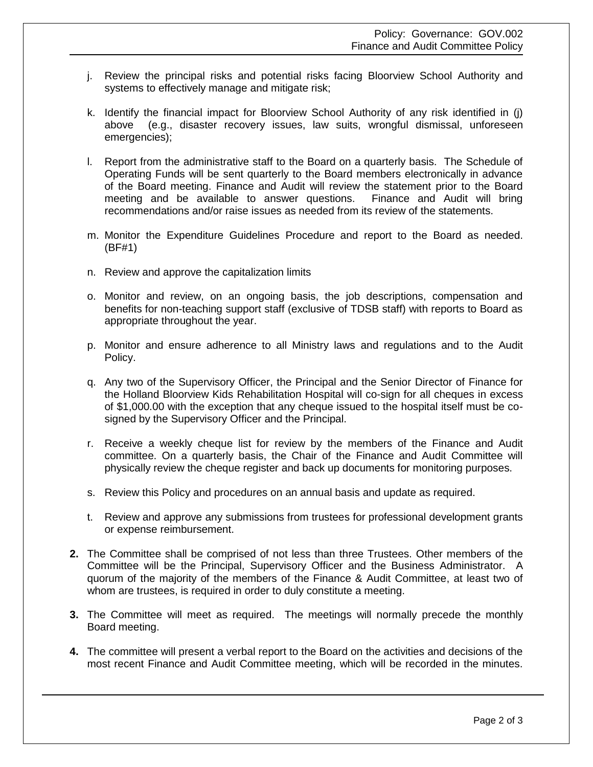j. Review the principal risks and potential risks facing Bloorview School Authority and systems to effectively manage and mitigate risk;

k. Identify the financial impact for Bloorview School Authority of any risk identified in (j) above (e.g., disaster recovery issues, law suits, wrongful dismissal, unforeseen emergencies);

l. Report from the administrative staff to the Board on a quarterly basis. The Schedule of Operating Funds will be sent quarterly to the Board members electronically in advance of the Board meeting. Finance and Audit will review the statement prior to the Board meeting and be available to answer questions. Finance and Audit will bring recommendations and/or raise issues as needed from its review of the statements.

m. Monitor the Expenditure Guidelines Procedure and report to the Board as needed. (BF#1)

n. Review and approve the capitalization limits

o. Monitor and review, on an ongoing basis, the job descriptions, compensation and benefits for non-teaching support staff (exclusive of TDSB staff) with reports to Board as appropriate throughout the year.

p. Monitor and ensure adherence to all Ministry laws and regulations and to the Audit Policy.

q. Any two of the Supervisory Officer, the Principal and the Senior Director of Finance for the Holland Bloorview Kids Rehabilitation Hospital will co-sign for all cheques in excess of $1,000.00 with the exception that any cheque issued to the hospital itself must be co-signed by the Supervisory Officer and the Principal.

r. Receive a weekly cheque list for review by the members of the Finance and Audit committee. On a quarterly basis, the Chair of the Finance and Audit Committee will physically review the cheque register and back up documents for monitoring purposes.

s. Review this Policy and procedures on an annual basis and update as required.

t. Review and approve any submissions from trustees for professional development grants or expense reimbursement.

**2.** The Committee shall be comprised of not less than three Trustees. Other members of the Committee will be the Principal, Supervisory Officer and the Business Administrator. A quorum of the majority of the members of the Finance & Audit Committee, at least two of whom are trustees, is required in order to duly constitute a meeting.

**3.** The Committee will meet as required. The meetings will normally precede the monthly Board meeting.

**4.** The committee will present a verbal report to the Board on the activities and decisions of the most recent Finance and Audit Committee meeting, which will be recorded in the minutes.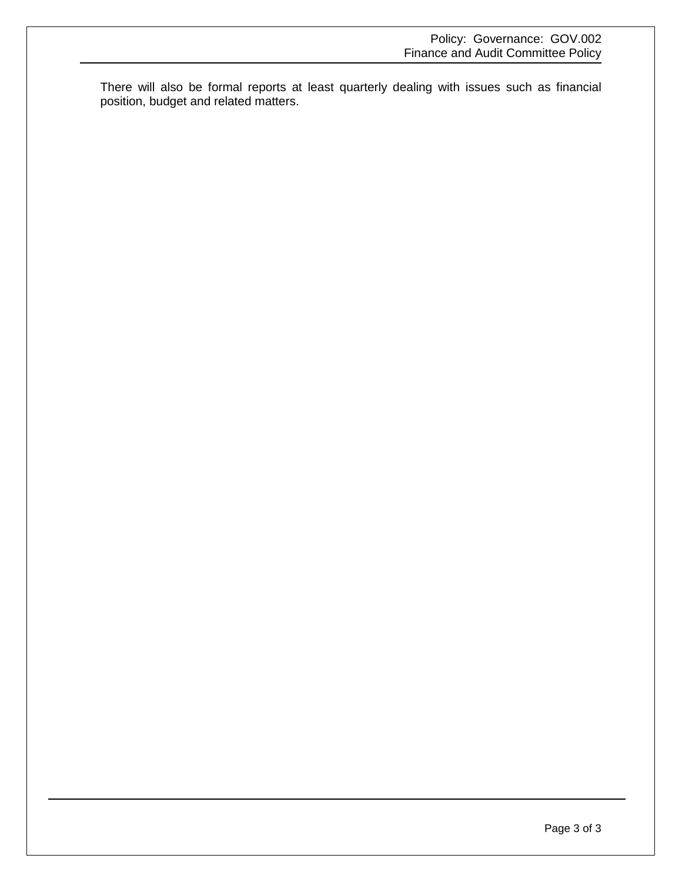There will also be formal reports at least quarterly dealing with issues such as financial position, budget and related matters.